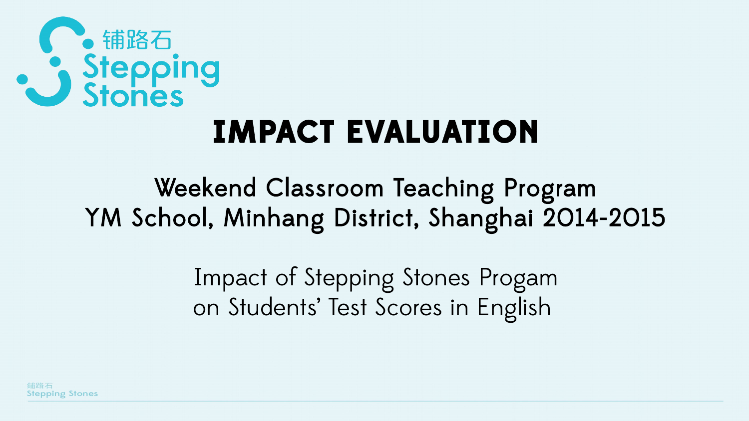铺路石
Stepping Stones

# IMPACT EVALUATION

## Weekend Classroom Teaching Program
## YM School, Minhang District, Shanghai 2014-2015

### Impact of Stepping Stones Progam on Students' Test Scores in English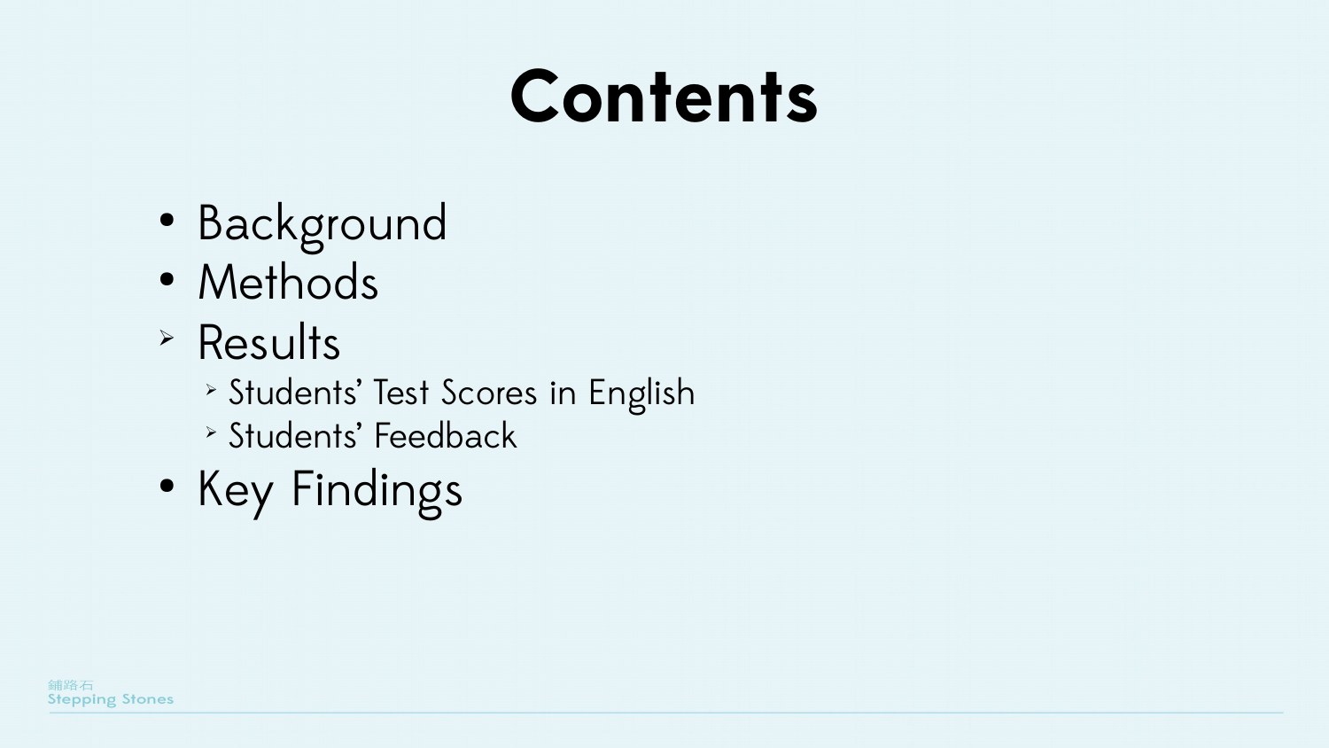# Contents

- Background
- Methods
- Results
  - Students' Test Scores in English
  - Students' Feedback
- Key Findings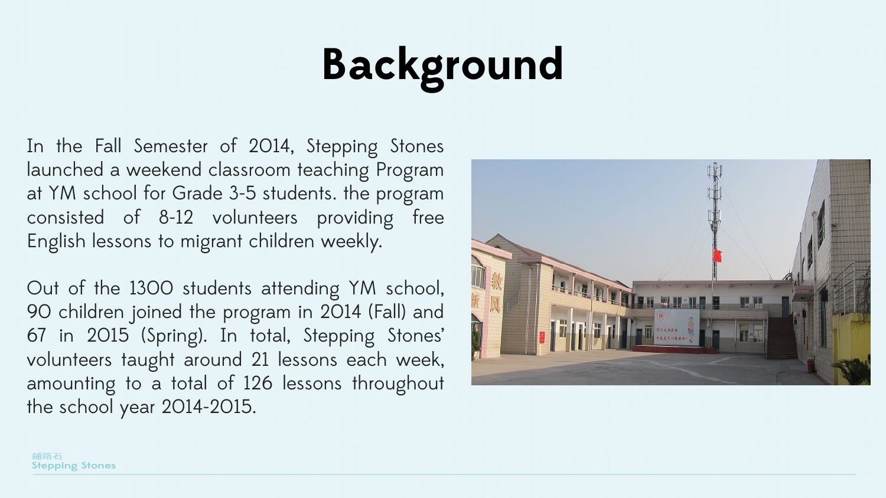# Background

In the Fall Semester of 2014, Stepping Stones launched a weekend classroom teaching Program at YM school for Grade 3-5 students. the program consisted of 8-12 volunteers providing free English lessons to migrant children weekly.

Out of the 1300 students attending YM school, 90 children joined the program in 2014 (Fall) and 67 in 2015 (Spring). In total, Stepping Stones' volunteers taught around 21 lessons each week, amounting to a total of 126 lessons throughout the school year 2014-2015.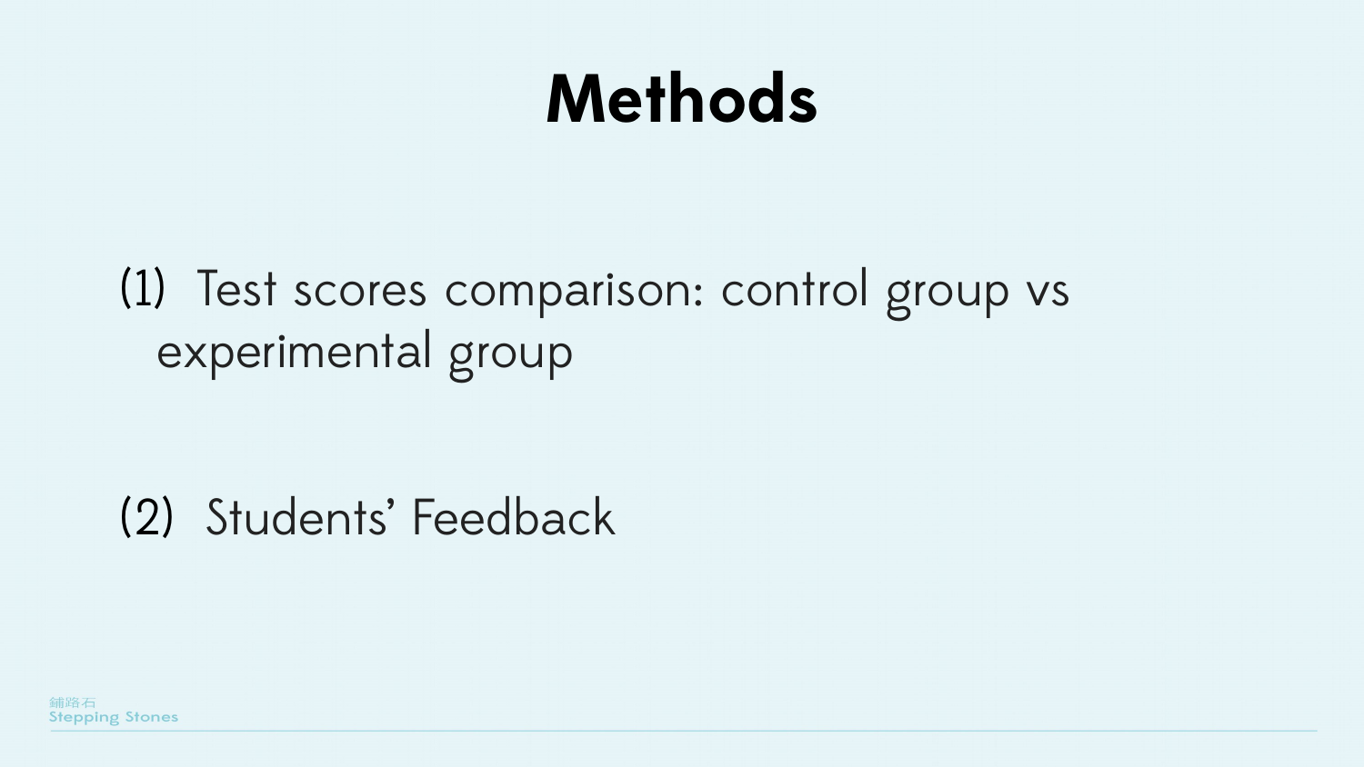# Methods

(1) Test scores comparison: control group vs experimental group

(2) Students' Feedback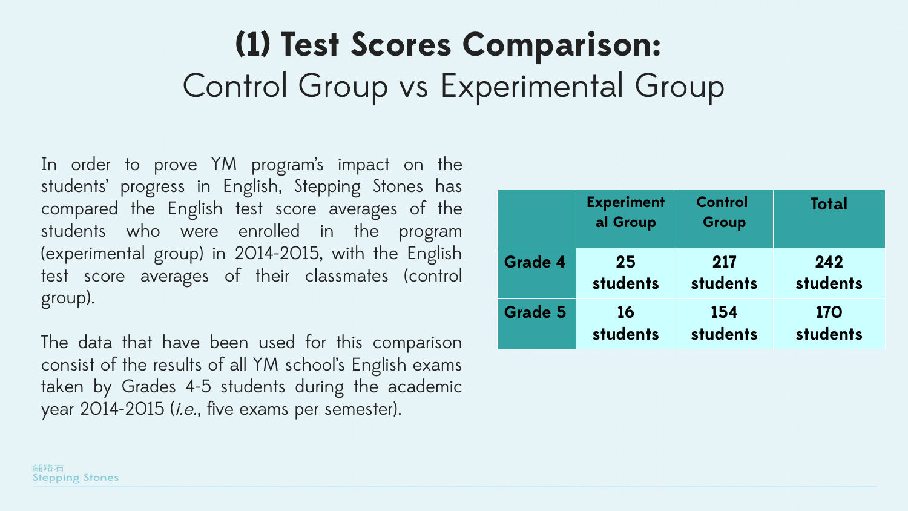# (1) Test Scores Comparison:
## Control Group vs Experimental Group

In order to prove YM program's impact on the students' progress in English, Stepping Stones has compared the English test score averages of the students who were enrolled in the program (experimental group) in 2014-2015, with the English test score averages of their classmates (control group).

The data that have been used for this comparison consist of the results of all YM school's English exams taken by Grades 4-5 students during the academic year 2014-2015 (*i.e.*, five exams per semester).

| | Experimental Group | Control Group | Total |
|---|---|---|---|
| **Grade 4** | **25 students** | **217 students** | **242 students** |
| **Grade 5** | **16 students** | **154 students** | **170 students** |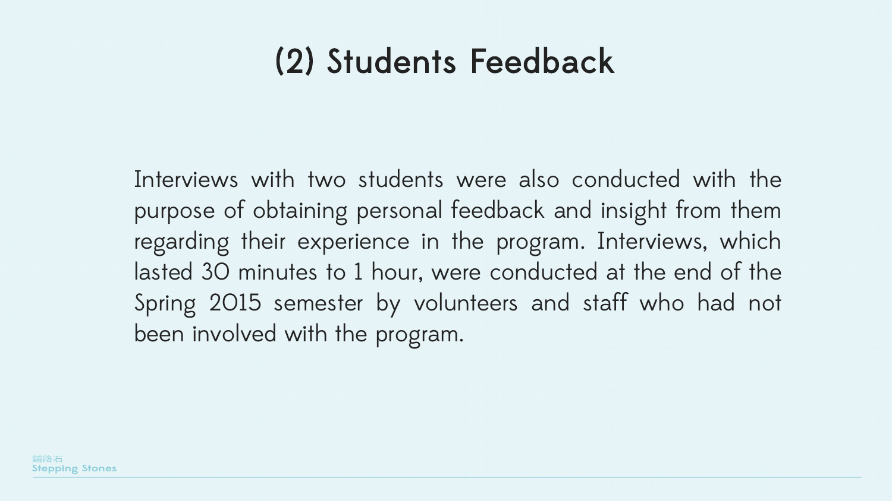# (2) Students Feedback

Interviews with two students were also conducted with the purpose of obtaining personal feedback and insight from them regarding their experience in the program. Interviews, which lasted 30 minutes to 1 hour, were conducted at the end of the Spring 2015 semester by volunteers and staff who had not been involved with the program.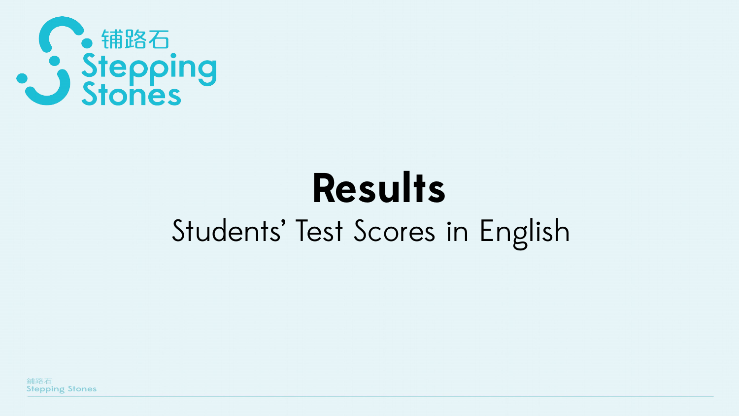# Results

Students' Test Scores in English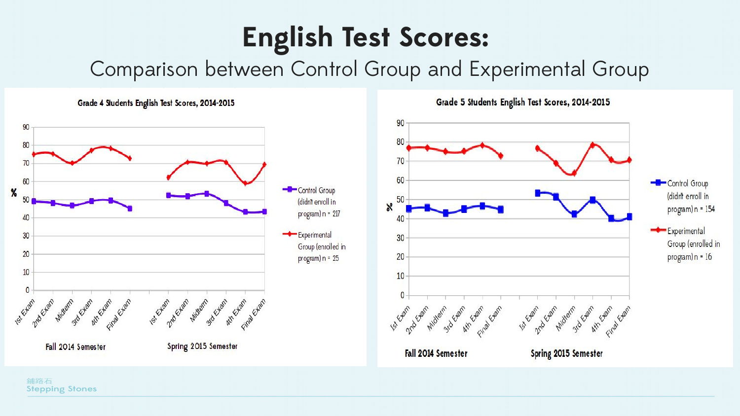# English Test Scores:

## Comparison between Control Group and Experimental Group

**Grade 4 Students English Test Scores, 2014-2015**

- % (y-axis: 0–90)
- Fall 2014 Semester: 1st Exam, 2nd Exam, Midterm, 3rd Exam, 4th Exam, Final Exam
- Spring 2015 Semester: 1st Exam, 2nd Exam, Midterm, 3rd Exam, 4th Exam, Final Exam
- Control Group (didn't enroll in program) n = 217
- Experimental Group (enrolled in program) n = 25

**Grade 5 Students English Test Scores, 2014-2015**

- % (y-axis: 0–90)
- Fall 2014 Semester: 1st Exam, 2nd Exam, Midterm, 3rd Exam, 4th Exam, Final Exam
- Spring 2015 Semester: 1st Exam, 2nd Exam, Midterm, 3rd Exam, 4th Exam, Final Exam
- Control Group (didn't enroll in program) n = 154
- Experimental Group (enrolled in program) n = 16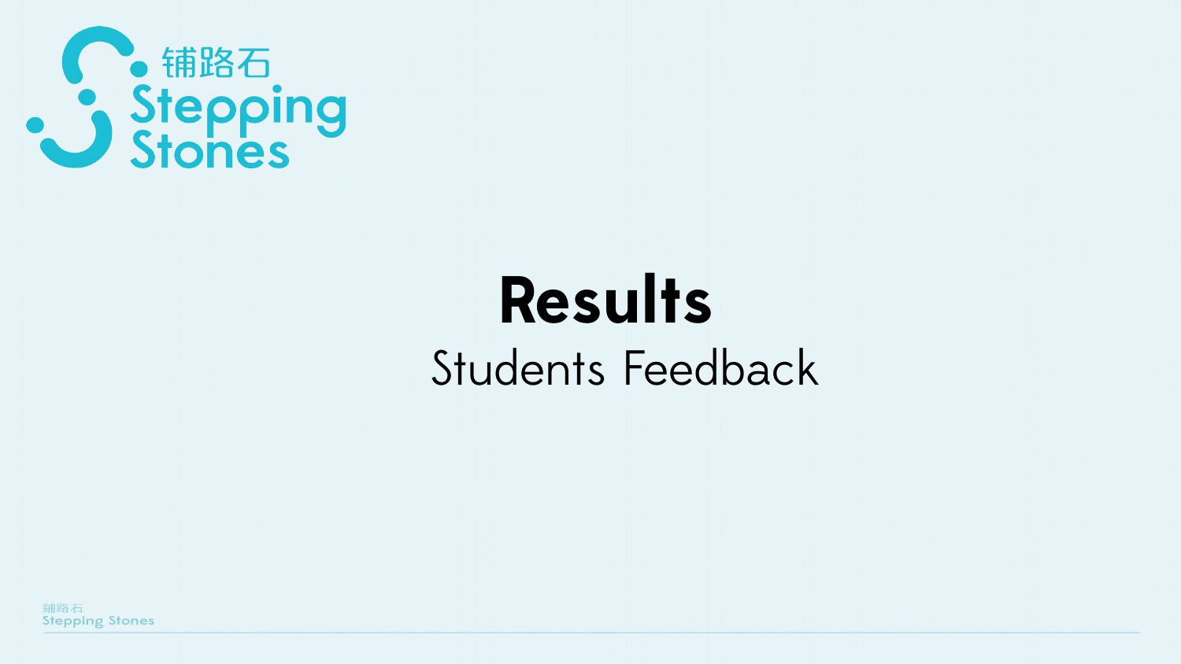# Results

Students Feedback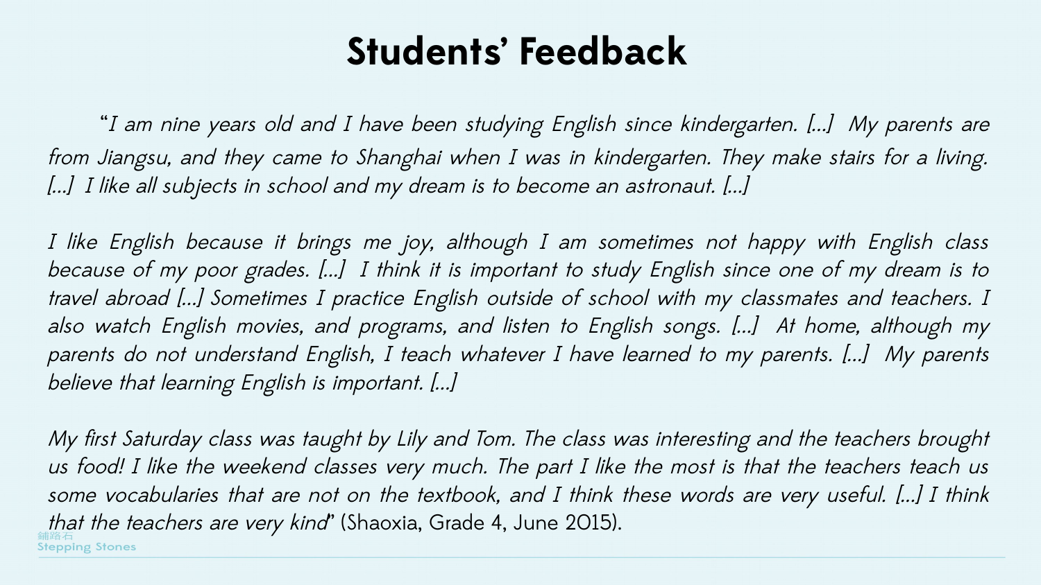# Students' Feedback

"*I am nine years old and I have been studying English since kindergarten. [...] My parents are from Jiangsu, and they came to Shanghai when I was in kindergarten. They make stairs for a living. [...] I like all subjects in school and my dream is to become an astronaut. [...]*

*I like English because it brings me joy, although I am sometimes not happy with English class because of my poor grades. [...] I think it is important to study English since one of my dream is to travel abroad [...] Sometimes I practice English outside of school with my classmates and teachers. I also watch English movies, and programs, and listen to English songs. [...] At home, although my parents do not understand English, I teach whatever I have learned to my parents. [...] My parents believe that learning English is important. [...]*

*My first Saturday class was taught by Lily and Tom. The class was interesting and the teachers brought us food! I like the weekend classes very much. The part I like the most is that the teachers teach us some vocabularies that are not on the textbook, and I think these words are very useful. [...] I think that the teachers are very kind*" (Shaoxia, Grade 4, June 2015).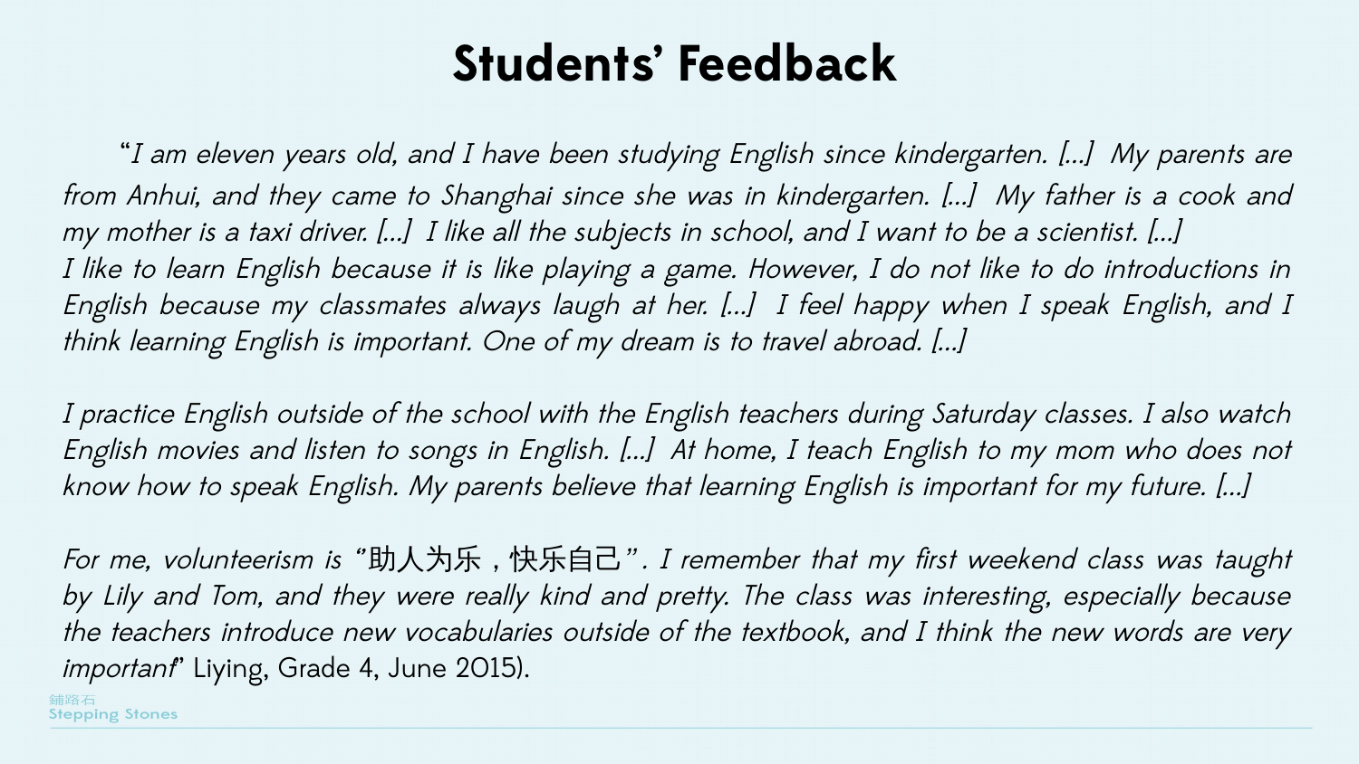# Students' Feedback

"*I am eleven years old, and I have been studying English since kindergarten. […] My parents are from Anhui, and they came to Shanghai since she was in kindergarten. […] My father is a cook and my mother is a taxi driver. […] I like all the subjects in school, and I want to be a scientist. […] I like to learn English because it is like playing a game. However, I do not like to do introductions in English because my classmates always laugh at her. […] I feel happy when I speak English, and I think learning English is important. One of my dream is to travel abroad. […]*

*I practice English outside of the school with the English teachers during Saturday classes. I also watch English movies and listen to songs in English. […] At home, I teach English to my mom who does not know how to speak English. My parents believe that learning English is important for my future. […]*

*For me, volunteerism is "助人为乐，快乐自己". I remember that my first weekend class was taught by Lily and Tom, and they were really kind and pretty. The class was interesting, especially because the teachers introduce new vocabularies outside of the textbook, and I think the new words are very important*" Liying, Grade 4, June 2015).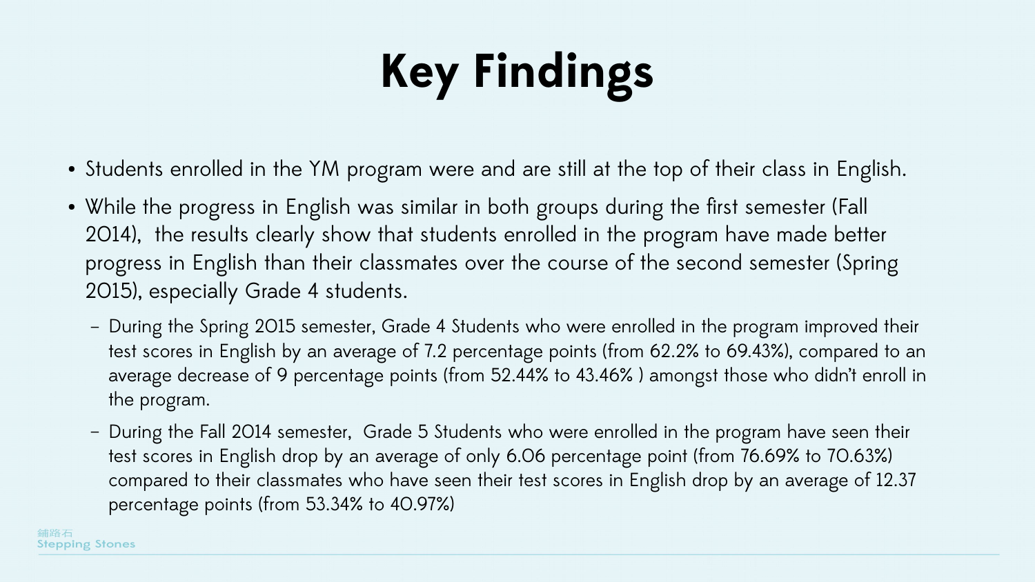# Key Findings

- Students enrolled in the YM program were and are still at the top of their class in English.
- While the progress in English was similar in both groups during the first semester (Fall 2014), the results clearly show that students enrolled in the program have made better progress in English than their classmates over the course of the second semester (Spring 2015), especially Grade 4 students.
  - During the Spring 2015 semester, Grade 4 Students who were enrolled in the program improved their test scores in English by an average of 7.2 percentage points (from 62.2% to 69.43%), compared to an average decrease of 9 percentage points (from 52.44% to 43.46% ) amongst those who didn't enroll in the program.
  - During the Fall 2014 semester, Grade 5 Students who were enrolled in the program have seen their test scores in English drop by an average of only 6.06 percentage point (from 76.69% to 70.63%) compared to their classmates who have seen their test scores in English drop by an average of 12.37 percentage points (from 53.34% to 40.97%)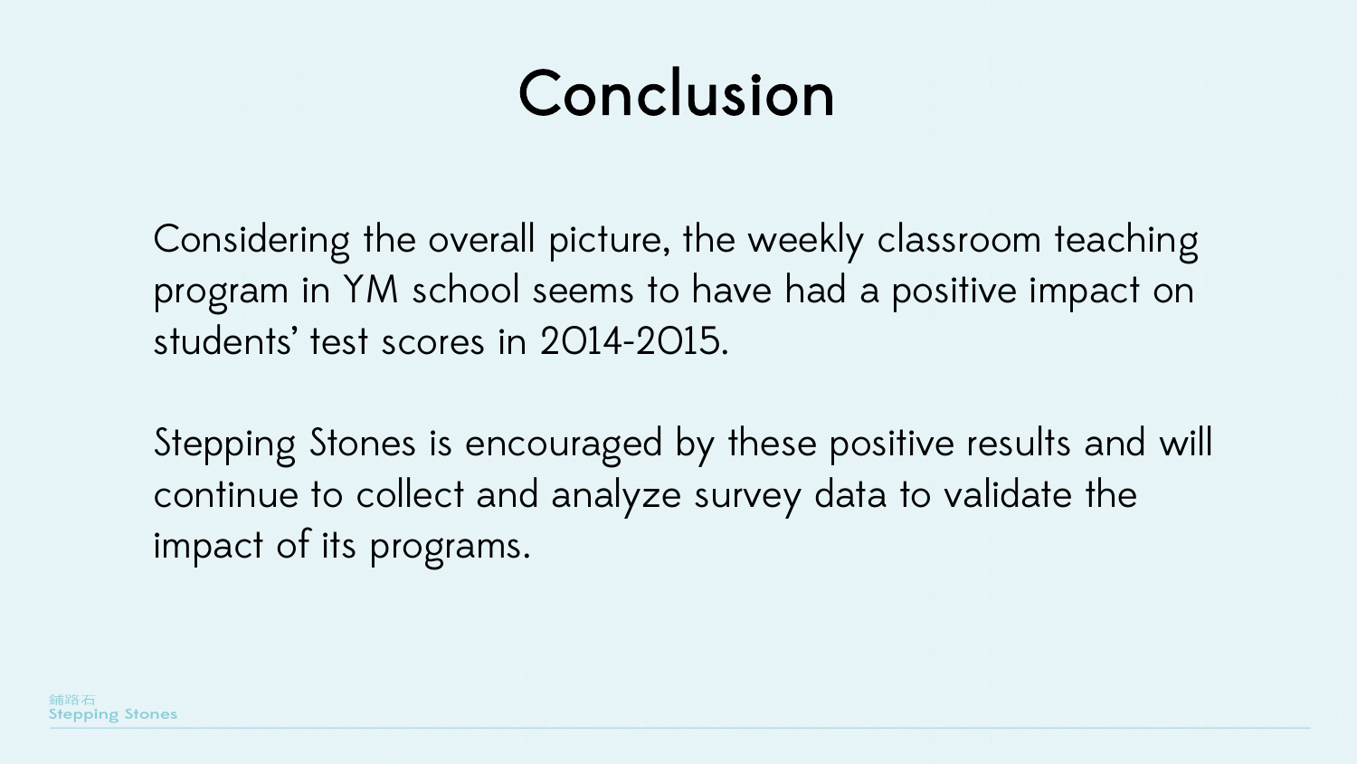# Conclusion

Considering the overall picture, the weekly classroom teaching program in YM school seems to have had a positive impact on students' test scores in 2014-2015.

Stepping Stones is encouraged by these positive results and will continue to collect and analyze survey data to validate the impact of its programs.